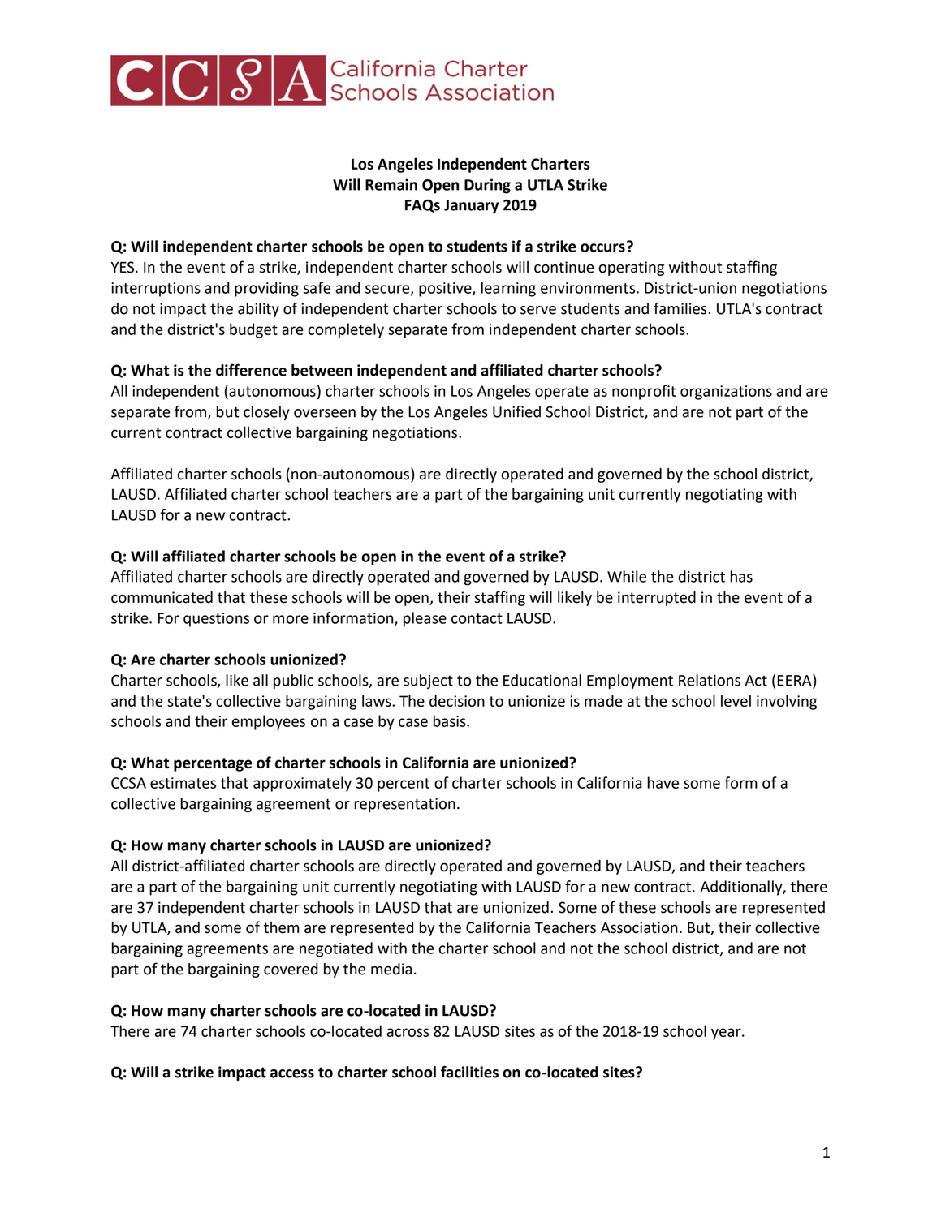CCSA California Charter Schools Association

# Los Angeles Independent Charters Will Remain Open During a UTLA Strike FAQs January 2019

**Q: Will independent charter schools be open to students if a strike occurs?**
YES. In the event of a strike, independent charter schools will continue operating without staffing interruptions and providing safe and secure, positive, learning environments. District-union negotiations do not impact the ability of independent charter schools to serve students and families. UTLA's contract and the district's budget are completely separate from independent charter schools.

**Q: What is the difference between independent and affiliated charter schools?**
All independent (autonomous) charter schools in Los Angeles operate as nonprofit organizations and are separate from, but closely overseen by the Los Angeles Unified School District, and are not part of the current contract collective bargaining negotiations.

Affiliated charter schools (non-autonomous) are directly operated and governed by the school district, LAUSD. Affiliated charter school teachers are a part of the bargaining unit currently negotiating with LAUSD for a new contract.

**Q: Will affiliated charter schools be open in the event of a strike?**
Affiliated charter schools are directly operated and governed by LAUSD. While the district has communicated that these schools will be open, their staffing will likely be interrupted in the event of a strike. For questions or more information, please contact LAUSD.

**Q: Are charter schools unionized?**
Charter schools, like all public schools, are subject to the Educational Employment Relations Act (EERA) and the state's collective bargaining laws. The decision to unionize is made at the school level involving schools and their employees on a case by case basis.

**Q: What percentage of charter schools in California are unionized?**
CCSA estimates that approximately 30 percent of charter schools in California have some form of a collective bargaining agreement or representation.

**Q: How many charter schools in LAUSD are unionized?**
All district-affiliated charter schools are directly operated and governed by LAUSD, and their teachers are a part of the bargaining unit currently negotiating with LAUSD for a new contract. Additionally, there are 37 independent charter schools in LAUSD that are unionized. Some of these schools are represented by UTLA, and some of them are represented by the California Teachers Association. But, their collective bargaining agreements are negotiated with the charter school and not the school district, and are not part of the bargaining covered by the media.

**Q: How many charter schools are co-located in LAUSD?**
There are 74 charter schools co-located across 82 LAUSD sites as of the 2018-19 school year.

**Q: Will a strike impact access to charter school facilities on co-located sites?**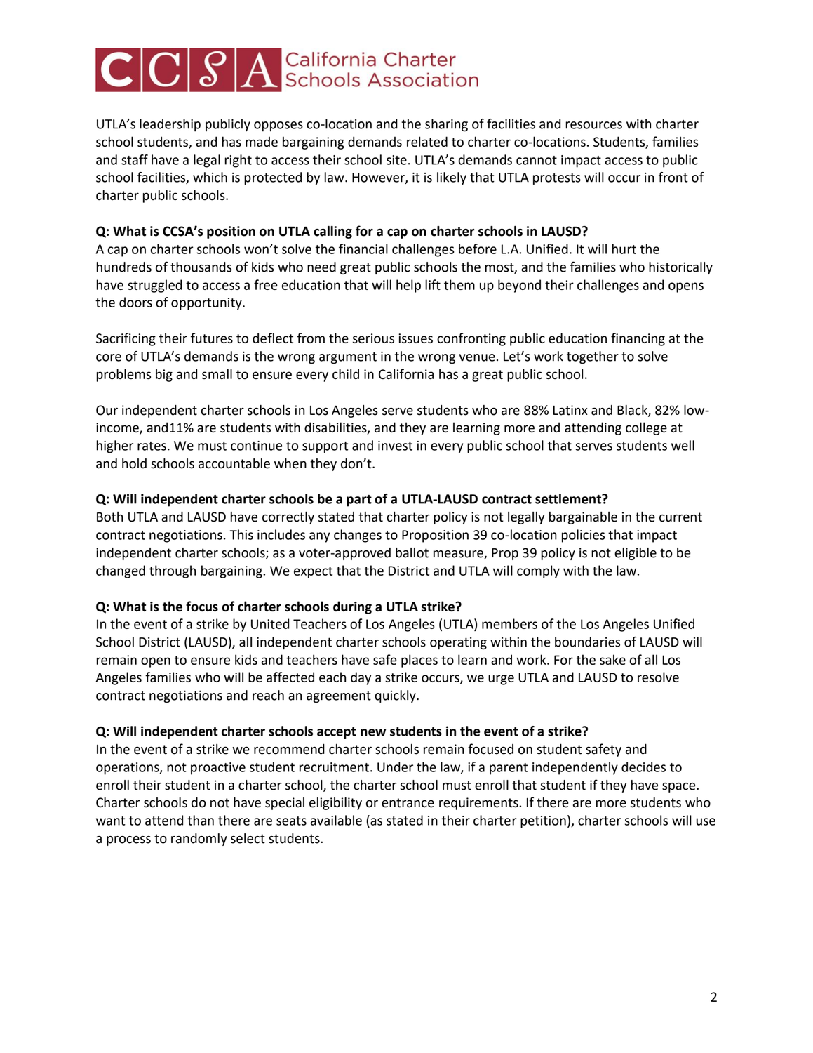UTLA's leadership publicly opposes co-location and the sharing of facilities and resources with charter school students, and has made bargaining demands related to charter co-locations. Students, families and staff have a legal right to access their school site. UTLA's demands cannot impact access to public school facilities, which is protected by law. However, it is likely that UTLA protests will occur in front of charter public schools.

**Q: What is CCSA's position on UTLA calling for a cap on charter schools in LAUSD?**

A cap on charter schools won't solve the financial challenges before L.A. Unified. It will hurt the hundreds of thousands of kids who need great public schools the most, and the families who historically have struggled to access a free education that will help lift them up beyond their challenges and opens the doors of opportunity.

Sacrificing their futures to deflect from the serious issues confronting public education financing at the core of UTLA's demands is the wrong argument in the wrong venue. Let's work together to solve problems big and small to ensure every child in California has a great public school.

Our independent charter schools in Los Angeles serve students who are 88% Latinx and Black, 82% low-income, and11% are students with disabilities, and they are learning more and attending college at higher rates. We must continue to support and invest in every public school that serves students well and hold schools accountable when they don't.

**Q: Will independent charter schools be a part of a UTLA-LAUSD contract settlement?**

Both UTLA and LAUSD have correctly stated that charter policy is not legally bargainable in the current contract negotiations. This includes any changes to Proposition 39 co-location policies that impact independent charter schools; as a voter-approved ballot measure, Prop 39 policy is not eligible to be changed through bargaining. We expect that the District and UTLA will comply with the law.

**Q: What is the focus of charter schools during a UTLA strike?**

In the event of a strike by United Teachers of Los Angeles (UTLA) members of the Los Angeles Unified School District (LAUSD), all independent charter schools operating within the boundaries of LAUSD will remain open to ensure kids and teachers have safe places to learn and work. For the sake of all Los Angeles families who will be affected each day a strike occurs, we urge UTLA and LAUSD to resolve contract negotiations and reach an agreement quickly.

**Q: Will independent charter schools accept new students in the event of a strike?**

In the event of a strike we recommend charter schools remain focused on student safety and operations, not proactive student recruitment. Under the law, if a parent independently decides to enroll their student in a charter school, the charter school must enroll that student if they have space. Charter schools do not have special eligibility or entrance requirements. If there are more students who want to attend than there are seats available (as stated in their charter petition), charter schools will use a process to randomly select students.